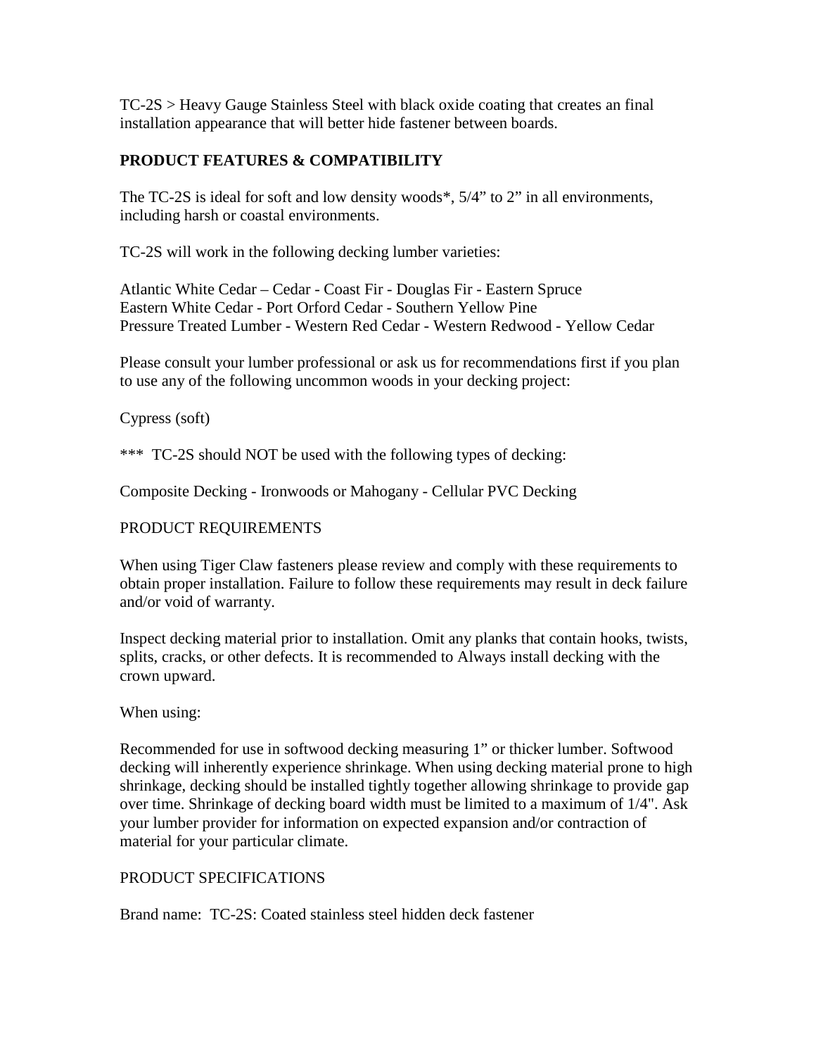TC-2S > Heavy Gauge Stainless Steel with black oxide coating that creates an final installation appearance that will better hide fastener between boards.

**PRODUCT FEATURES & COMPATIBILITY**

The TC-2S is ideal for soft and low density woods*, 5/4" to 2" in all environments, including harsh or coastal environments.

TC-2S will work in the following decking lumber varieties:

Atlantic White Cedar – Cedar - Coast Fir - Douglas Fir - Eastern Spruce
Eastern White Cedar - Port Orford Cedar - Southern Yellow Pine
Pressure Treated Lumber - Western Red Cedar - Western Redwood - Yellow Cedar

Please consult your lumber professional or ask us for recommendations first if you plan to use any of the following uncommon woods in your decking project:

Cypress (soft)

*** TC-2S should NOT be used with the following types of decking:

Composite Decking - Ironwoods or Mahogany - Cellular PVC Decking

PRODUCT REQUIREMENTS

When using Tiger Claw fasteners please review and comply with these requirements to obtain proper installation. Failure to follow these requirements may result in deck failure and/or void of warranty.

Inspect decking material prior to installation. Omit any planks that contain hooks, twists, splits, cracks, or other defects. It is recommended to Always install decking with the crown upward.

When using:

Recommended for use in softwood decking measuring 1" or thicker lumber. Softwood decking will inherently experience shrinkage. When using decking material prone to high shrinkage, decking should be installed tightly together allowing shrinkage to provide gap over time. Shrinkage of decking board width must be limited to a maximum of 1/4". Ask your lumber provider for information on expected expansion and/or contraction of material for your particular climate.

PRODUCT SPECIFICATIONS

Brand name: TC-2S: Coated stainless steel hidden deck fastener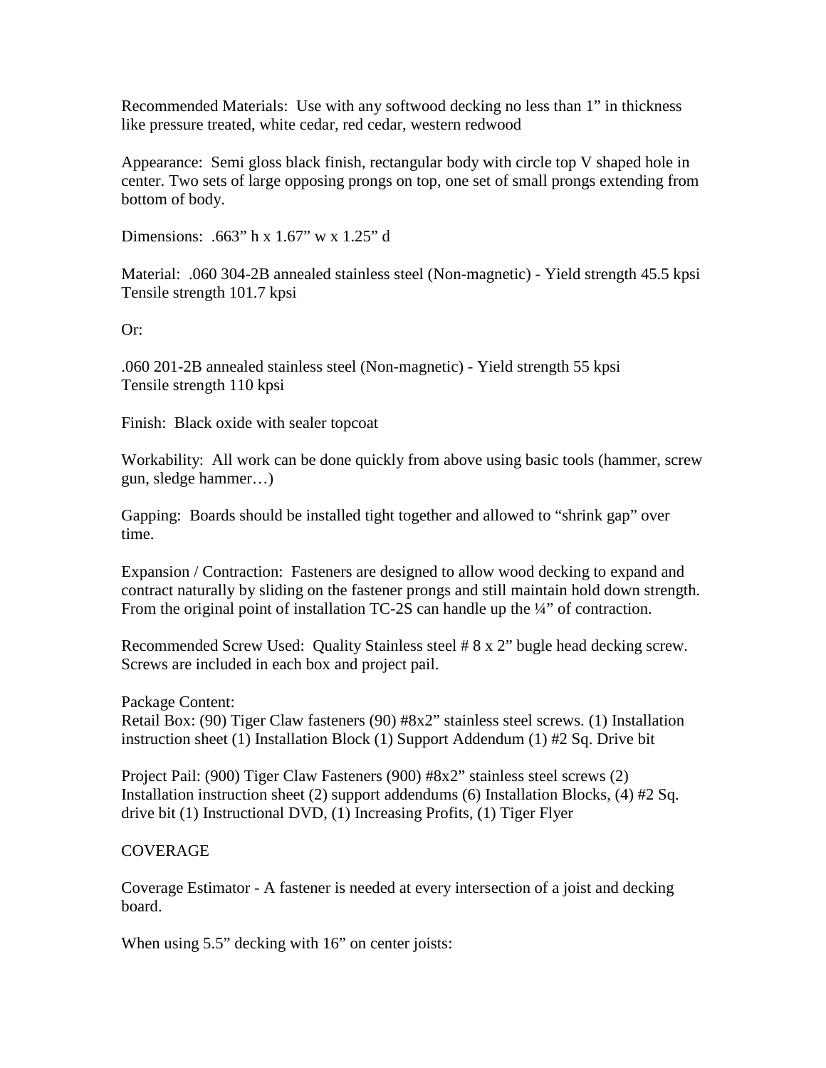Recommended Materials: Use with any softwood decking no less than 1" in thickness like pressure treated, white cedar, red cedar, western redwood

Appearance: Semi gloss black finish, rectangular body with circle top V shaped hole in center. Two sets of large opposing prongs on top, one set of small prongs extending from bottom of body.

Dimensions: .663" h x 1.67" w x 1.25" d

Material: .060 304-2B annealed stainless steel (Non-magnetic) - Yield strength 45.5 kpsi Tensile strength 101.7 kpsi

Or:

.060 201-2B annealed stainless steel (Non-magnetic) - Yield strength 55 kpsi Tensile strength 110 kpsi

Finish: Black oxide with sealer topcoat

Workability: All work can be done quickly from above using basic tools (hammer, screw gun, sledge hammer…)

Gapping: Boards should be installed tight together and allowed to "shrink gap" over time.

Expansion / Contraction: Fasteners are designed to allow wood decking to expand and contract naturally by sliding on the fastener prongs and still maintain hold down strength. From the original point of installation TC-2S can handle up the ¼" of contraction.

Recommended Screw Used: Quality Stainless steel # 8 x 2" bugle head decking screw. Screws are included in each box and project pail.

Package Content:
Retail Box: (90) Tiger Claw fasteners (90) #8x2" stainless steel screws. (1) Installation instruction sheet (1) Installation Block (1) Support Addendum (1) #2 Sq. Drive bit

Project Pail: (900) Tiger Claw Fasteners (900) #8x2" stainless steel screws (2) Installation instruction sheet (2) support addendums (6) Installation Blocks, (4) #2 Sq. drive bit (1) Instructional DVD, (1) Increasing Profits, (1) Tiger Flyer

COVERAGE

Coverage Estimator - A fastener is needed at every intersection of a joist and decking board.

When using 5.5" decking with 16" on center joists: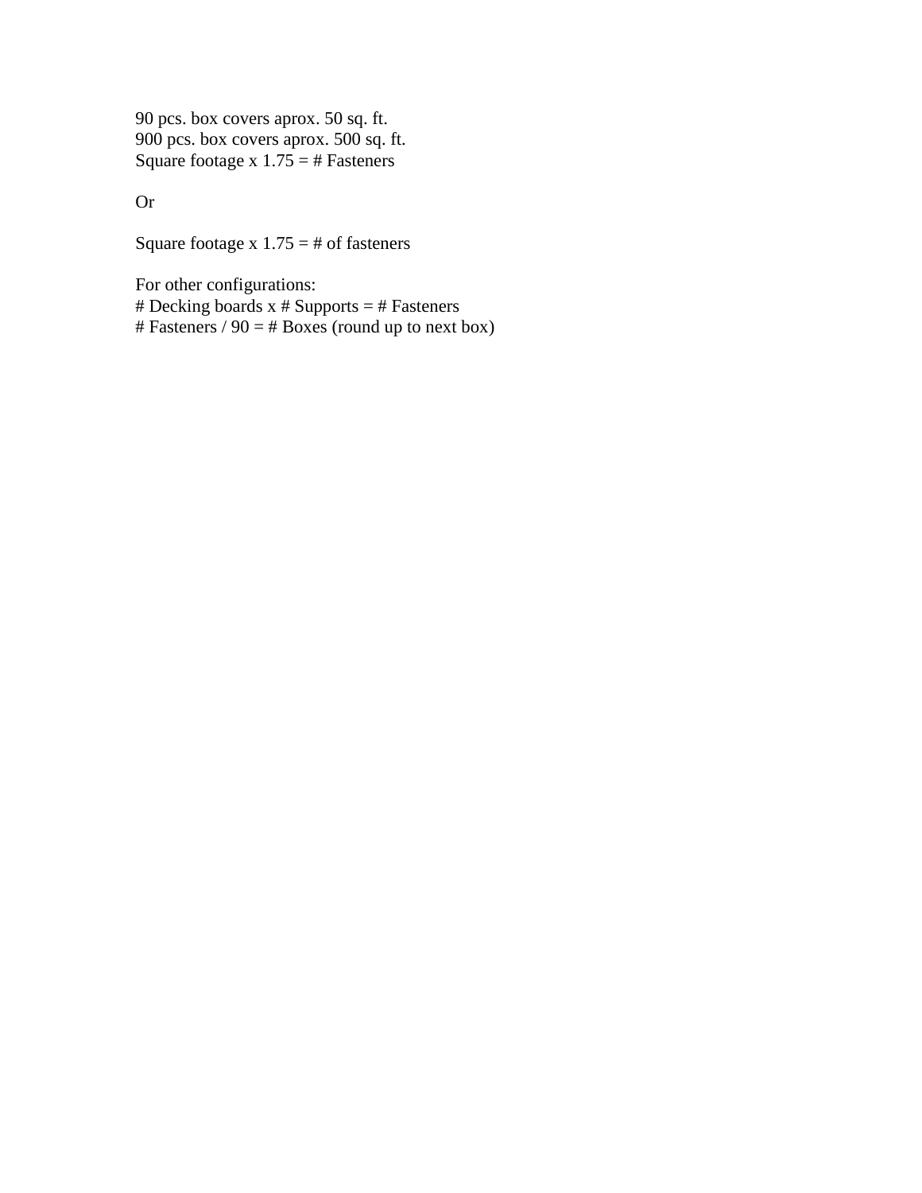90 pcs. box covers aprox. 50 sq. ft.
900 pcs. box covers aprox. 500 sq. ft.
Square footage x 1.75 = # Fasteners

Or

Square footage x 1.75 = # of fasteners

For other configurations:
# Decking boards x # Supports = # Fasteners
# Fasteners / 90 = # Boxes (round up to next box)